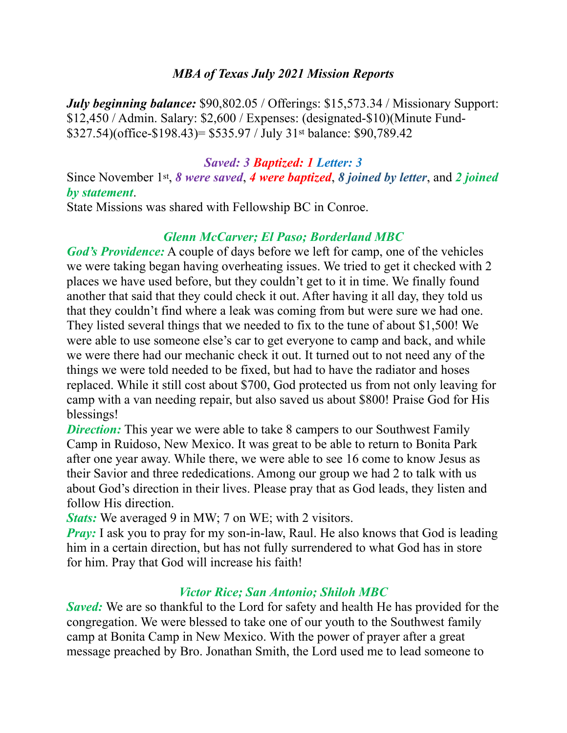## *MBA of Texas July 2021 Mission Reports*

***July beginning balance:*** $90,802.05 / Offerings: $15,573.34 / Missionary Support: $12,450 / Admin. Salary: $2,600 / Expenses: (designated-$10)(Minute Fund-$327.54)(office-$198.43)= $535.97 / July 31st balance: $90,789.42

***Saved: 3 Baptized: 1 Letter: 3***

Since November 1st, ***8 were saved***, ***4 were baptized***, ***8 joined by letter***, and ***2 joined by statement***.

State Missions was shared with Fellowship BC in Conroe.

### *Glenn McCarver; El Paso; Borderland MBC*

***God's Providence:*** A couple of days before we left for camp, one of the vehicles we were taking began having overheating issues. We tried to get it checked with 2 places we have used before, but they couldn't get to it in time. We finally found another that said that they could check it out. After having it all day, they told us that they couldn't find where a leak was coming from but were sure we had one. They listed several things that we needed to fix to the tune of about $1,500! We were able to use someone else's car to get everyone to camp and back, and while we were there had our mechanic check it out. It turned out to not need any of the things we were told needed to be fixed, but had to have the radiator and hoses replaced. While it still cost about $700, God protected us from not only leaving for camp with a van needing repair, but also saved us about $800! Praise God for His blessings!

***Direction:*** This year we were able to take 8 campers to our Southwest Family Camp in Ruidoso, New Mexico. It was great to be able to return to Bonita Park after one year away. While there, we were able to see 16 come to know Jesus as their Savior and three rededications. Among our group we had 2 to talk with us about God's direction in their lives. Please pray that as God leads, they listen and follow His direction.

***Stats:*** We averaged 9 in MW; 7 on WE; with 2 visitors.

***Pray:*** I ask you to pray for my son-in-law, Raul. He also knows that God is leading him in a certain direction, but has not fully surrendered to what God has in store for him. Pray that God will increase his faith!

### *Victor Rice; San Antonio; Shiloh MBC*

***Saved:*** We are so thankful to the Lord for safety and health He has provided for the congregation. We were blessed to take one of our youth to the Southwest family camp at Bonita Camp in New Mexico. With the power of prayer after a great message preached by Bro. Jonathan Smith, the Lord used me to lead someone to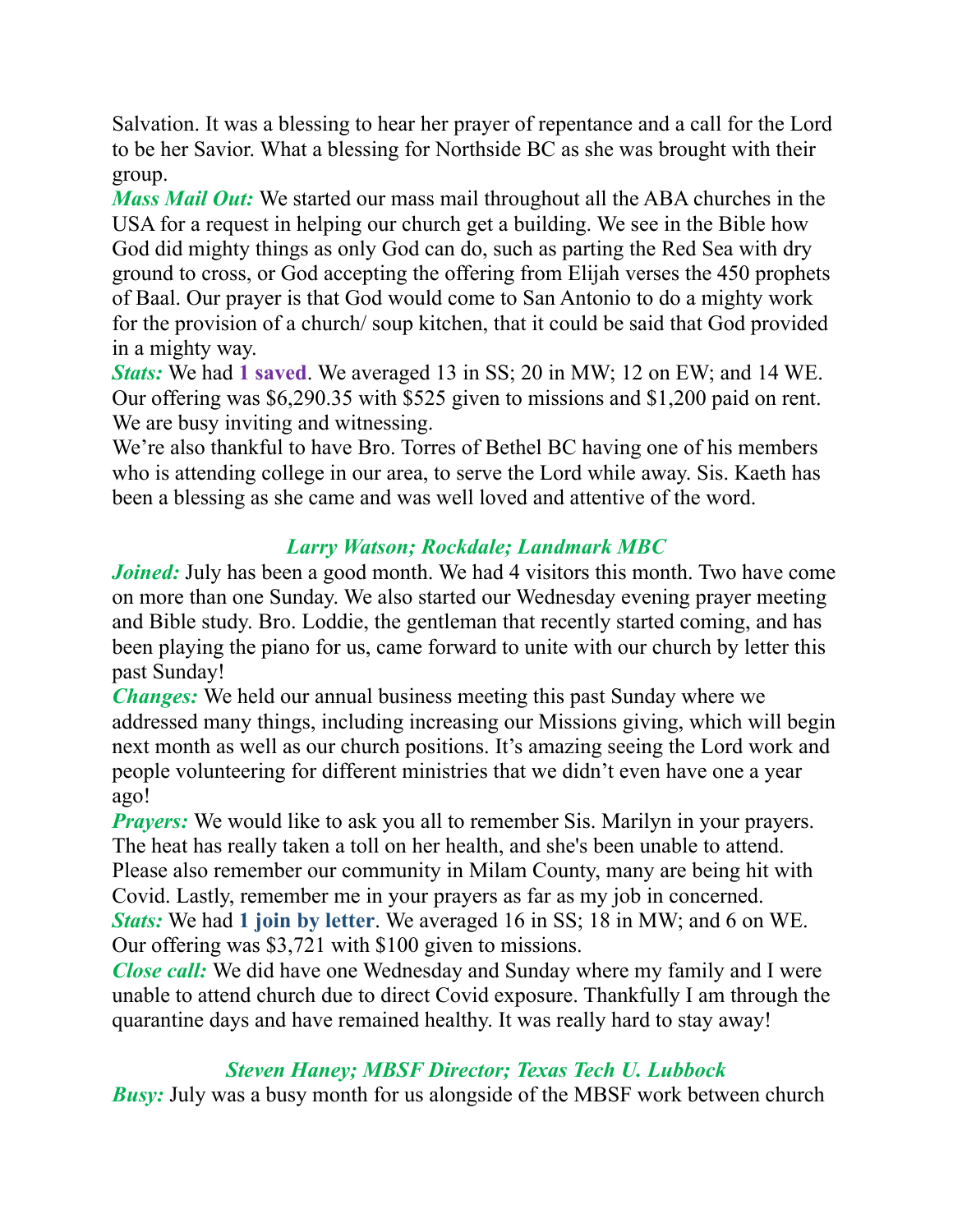Salvation. It was a blessing to hear her prayer of repentance and a call for the Lord to be her Savior. What a blessing for Northside BC as she was brought with their group.

***Mass Mail Out:*** We started our mass mail throughout all the ABA churches in the USA for a request in helping our church get a building. We see in the Bible how God did mighty things as only God can do, such as parting the Red Sea with dry ground to cross, or God accepting the offering from Elijah verses the 450 prophets of Baal. Our prayer is that God would come to San Antonio to do a mighty work for the provision of a church/ soup kitchen, that it could be said that God provided in a mighty way.

***Stats:*** We had **1 saved**. We averaged 13 in SS; 20 in MW; 12 on EW; and 14 WE. Our offering was $6,290.35 with $525 given to missions and $1,200 paid on rent. We are busy inviting and witnessing.

We're also thankful to have Bro. Torres of Bethel BC having one of his members who is attending college in our area, to serve the Lord while away. Sis. Kaeth has been a blessing as she came and was well loved and attentive of the word.

### *Larry Watson; Rockdale; Landmark MBC*

***Joined:*** July has been a good month. We had 4 visitors this month. Two have come on more than one Sunday. We also started our Wednesday evening prayer meeting and Bible study. Bro. Loddie, the gentleman that recently started coming, and has been playing the piano for us, came forward to unite with our church by letter this past Sunday!

***Changes:*** We held our annual business meeting this past Sunday where we addressed many things, including increasing our Missions giving, which will begin next month as well as our church positions. It's amazing seeing the Lord work and people volunteering for different ministries that we didn't even have one a year ago!

***Prayers:*** We would like to ask you all to remember Sis. Marilyn in your prayers. The heat has really taken a toll on her health, and she's been unable to attend. Please also remember our community in Milam County, many are being hit with Covid. Lastly, remember me in your prayers as far as my job in concerned.

***Stats:*** We had **1 join by letter**. We averaged 16 in SS; 18 in MW; and 6 on WE. Our offering was $3,721 with $100 given to missions.

***Close call:*** We did have one Wednesday and Sunday where my family and I were unable to attend church due to direct Covid exposure. Thankfully I am through the quarantine days and have remained healthy. It was really hard to stay away!

### *Steven Haney; MBSF Director; Texas Tech U. Lubbock*

***Busy:*** July was a busy month for us alongside of the MBSF work between church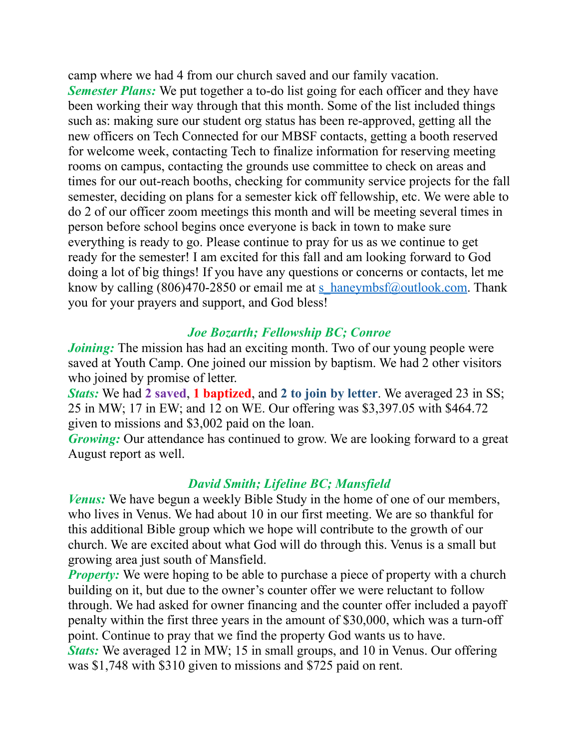camp where we had 4 from our church saved and our family vacation.

***Semester Plans:*** We put together a to-do list going for each officer and they have been working their way through that this month. Some of the list included things such as: making sure our student org status has been re-approved, getting all the new officers on Tech Connected for our MBSF contacts, getting a booth reserved for welcome week, contacting Tech to finalize information for reserving meeting rooms on campus, contacting the grounds use committee to check on areas and times for our out-reach booths, checking for community service projects for the fall semester, deciding on plans for a semester kick off fellowship, etc. We were able to do 2 of our officer zoom meetings this month and will be meeting several times in person before school begins once everyone is back in town to make sure everything is ready to go. Please continue to pray for us as we continue to get ready for the semester! I am excited for this fall and am looking forward to God doing a lot of big things! If you have any questions or concerns or contacts, let me know by calling (806)470-2850 or email me at s_haneymbsf@outlook.com. Thank you for your prayers and support, and God bless!

### *Joe Bozarth; Fellowship BC; Conroe*

***Joining:*** The mission has had an exciting month. Two of our young people were saved at Youth Camp. One joined our mission by baptism. We had 2 other visitors who joined by promise of letter.

***Stats:*** We had **2 saved**, **1 baptized**, and **2 to join by letter**. We averaged 23 in SS; 25 in MW; 17 in EW; and 12 on WE. Our offering was $3,397.05 with $464.72 given to missions and $3,002 paid on the loan.

***Growing:*** Our attendance has continued to grow. We are looking forward to a great August report as well.

### *David Smith; Lifeline BC; Mansfield*

***Venus:*** We have begun a weekly Bible Study in the home of one of our members, who lives in Venus. We had about 10 in our first meeting. We are so thankful for this additional Bible group which we hope will contribute to the growth of our church. We are excited about what God will do through this. Venus is a small but growing area just south of Mansfield.

***Property:*** We were hoping to be able to purchase a piece of property with a church building on it, but due to the owner's counter offer we were reluctant to follow through. We had asked for owner financing and the counter offer included a payoff penalty within the first three years in the amount of $30,000, which was a turn-off point. Continue to pray that we find the property God wants us to have.

***Stats:*** We averaged 12 in MW; 15 in small groups, and 10 in Venus. Our offering was $1,748 with $310 given to missions and $725 paid on rent.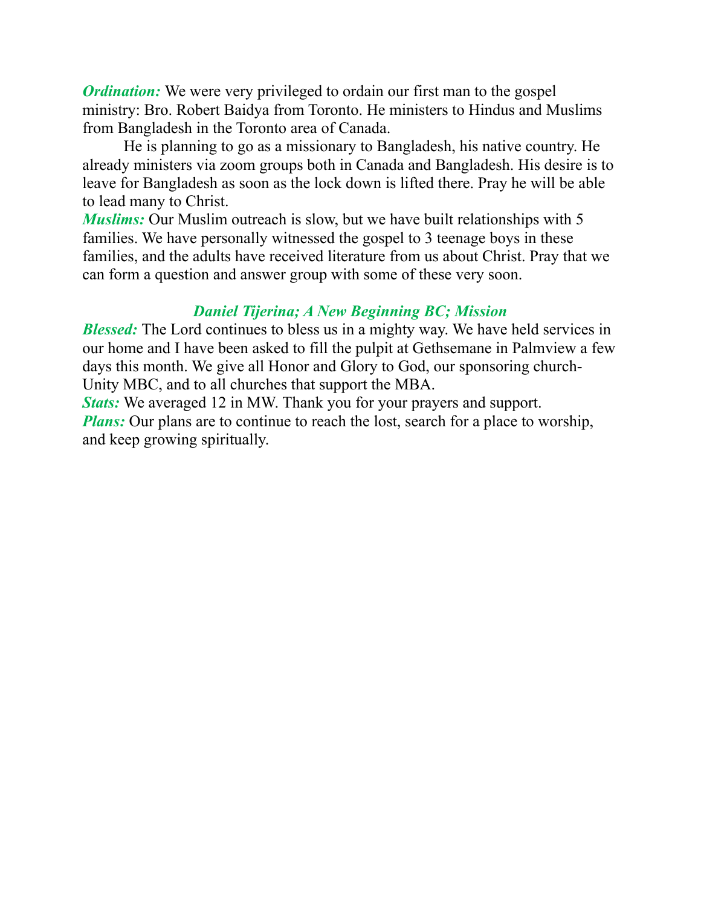***Ordination:*** We were very privileged to ordain our first man to the gospel ministry: Bro. Robert Baidya from Toronto. He ministers to Hindus and Muslims from Bangladesh in the Toronto area of Canada.

He is planning to go as a missionary to Bangladesh, his native country. He already ministers via zoom groups both in Canada and Bangladesh. His desire is to leave for Bangladesh as soon as the lock down is lifted there. Pray he will be able to lead many to Christ.

***Muslims:*** Our Muslim outreach is slow, but we have built relationships with 5 families. We have personally witnessed the gospel to 3 teenage boys in these families, and the adults have received literature from us about Christ. Pray that we can form a question and answer group with some of these very soon.

### *Daniel Tijerina; A New Beginning BC; Mission*

***Blessed:*** The Lord continues to bless us in a mighty way. We have held services in our home and I have been asked to fill the pulpit at Gethsemane in Palmview a few days this month. We give all Honor and Glory to God, our sponsoring church-Unity MBC, and to all churches that support the MBA.

***Stats:*** We averaged 12 in MW. Thank you for your prayers and support.

***Plans:*** Our plans are to continue to reach the lost, search for a place to worship, and keep growing spiritually.